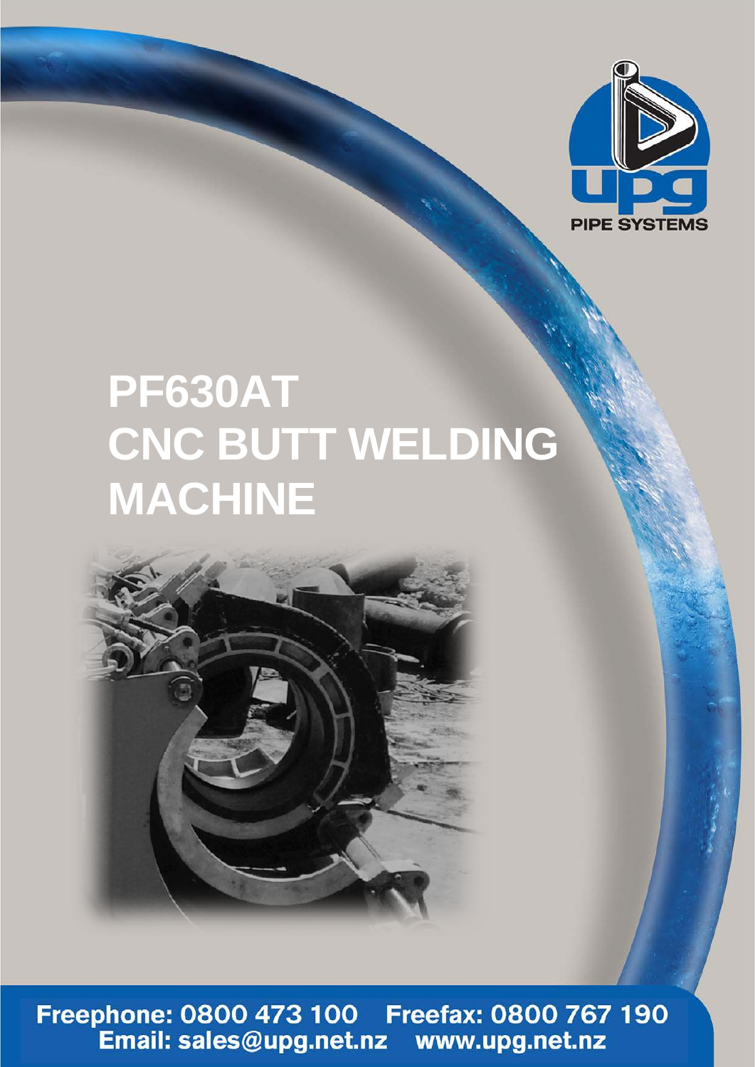upg PIPE SYSTEMS

# PF630AT CNC BUTT WELDING MACHINE

Freephone: 0800 473 100 Freefax: 0800 767 190
Email: sales@upg.net.nz www.upg.net.nz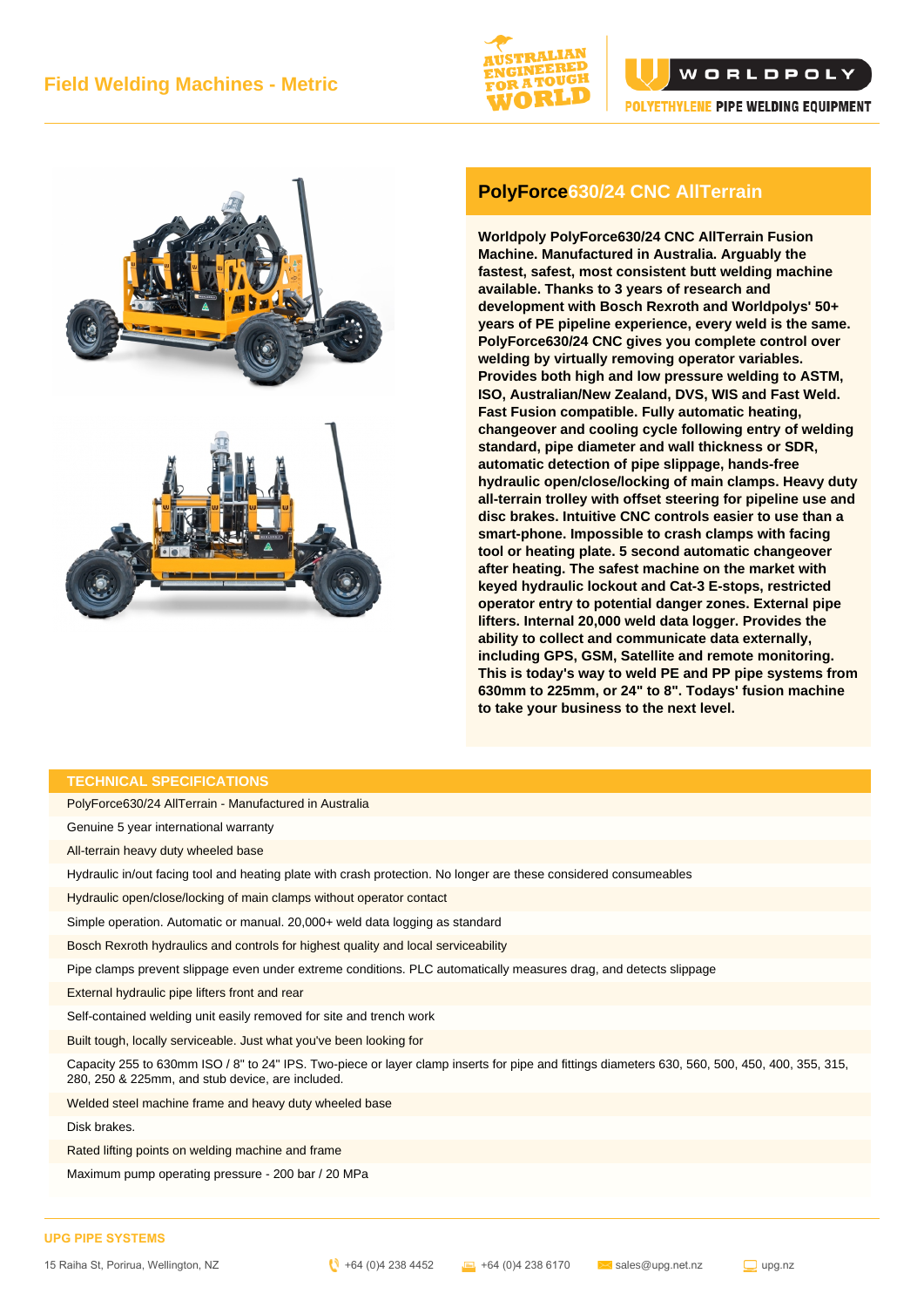## PolyForce630/24 CNC AllTerrain

**Worldpoly PolyForce630/24 CNC AllTerrain Fusion Machine. Manufactured in Australia. Arguably the fastest, safest, most consistent butt welding machine available. Thanks to 3 years of research and development with Bosch Rexroth and Worldpolys' 50+ years of PE pipeline experience, every weld is the same. PolyForce630/24 CNC gives you complete control over welding by virtually removing operator variables. Provides both high and low pressure welding to ASTM, ISO, Australian/New Zealand, DVS, WIS and Fast Weld. Fast Fusion compatible. Fully automatic heating, changeover and cooling cycle following entry of welding standard, pipe diameter and wall thickness or SDR, automatic detection of pipe slippage, hands-free hydraulic open/close/locking of main clamps. Heavy duty all-terrain trolley with offset steering for pipeline use and disc brakes. Intuitive CNC controls easier to use than a smart-phone. Impossible to crash clamps with facing tool or heating plate. 5 second automatic changeover after heating. The safest machine on the market with keyed hydraulic lockout and Cat-3 E-stops, restricted operator entry to potential danger zones. External pipe lifters. Internal 20,000 weld data logger. Provides the ability to collect and communicate data externally, including GPS, GSM, Satellite and remote monitoring. This is today's way to weld PE and PP pipe systems from 630mm to 225mm, or 24" to 8". Todays' fusion machine to take your business to the next level.**

### TECHNICAL SPECIFICATIONS

- PolyForce630/24 AllTerrain - Manufactured in Australia
- Genuine 5 year international warranty
- All-terrain heavy duty wheeled base
- Hydraulic in/out facing tool and heating plate with crash protection. No longer are these considered consumeables
- Hydraulic open/close/locking of main clamps without operator contact
- Simple operation. Automatic or manual. 20,000+ weld data logging as standard
- Bosch Rexroth hydraulics and controls for highest quality and local serviceability
- Pipe clamps prevent slippage even under extreme conditions. PLC automatically measures drag, and detects slippage
- External hydraulic pipe lifters front and rear
- Self-contained welding unit easily removed for site and trench work
- Built tough, locally serviceable. Just what you've been looking for
- Capacity 255 to 630mm ISO / 8" to 24" IPS. Two-piece or layer clamp inserts for pipe and fittings diameters 630, 560, 500, 450, 400, 355, 315, 280, 250 & 225mm, and stub device, are included.
- Welded steel machine frame and heavy duty wheeled base
- Disk brakes.
- Rated lifting points on welding machine and frame
- Maximum pump operating pressure - 200 bar / 20 MPa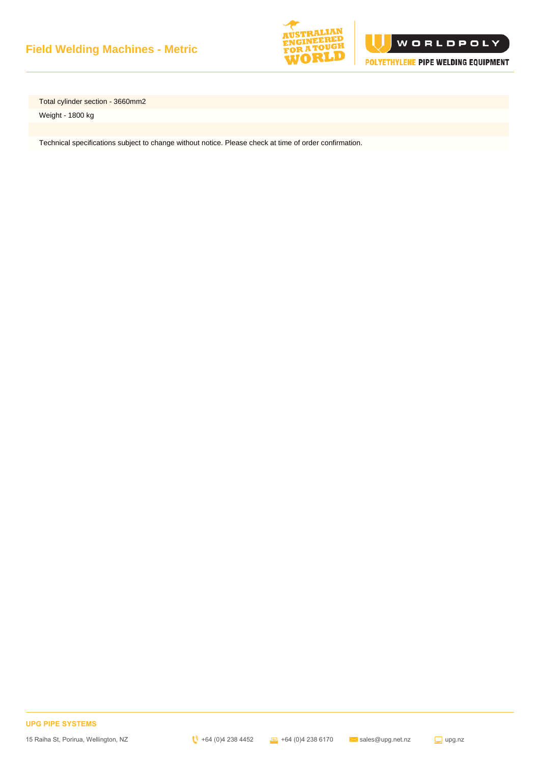Total cylinder section - 3660mm2

Weight - 1800 kg

Technical specifications subject to change without notice. Please check at time of order confirmation.